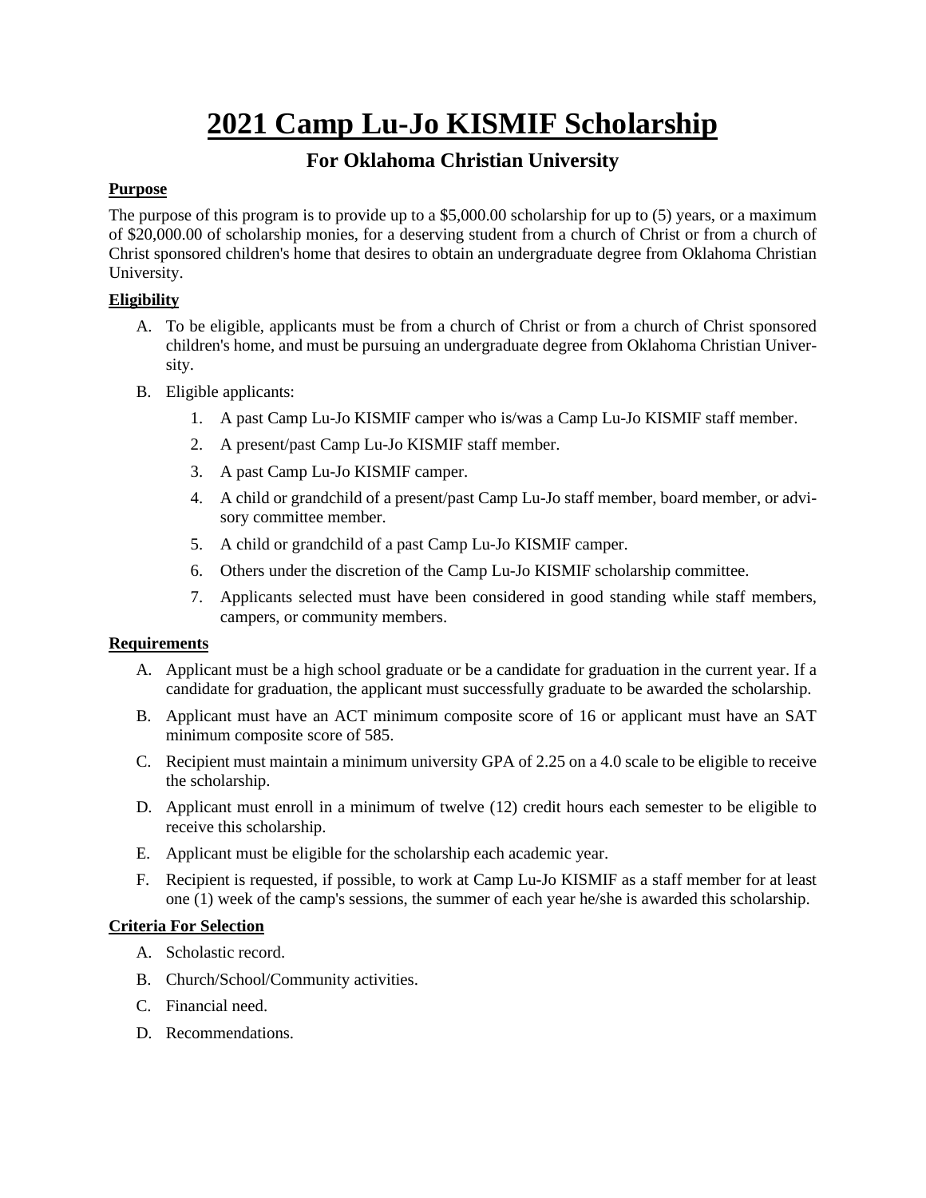# 2021 Camp Lu-Jo KISMIF Scholarship

## For Oklahoma Christian University

**Purpose**

The purpose of this program is to provide up to a $5,000.00 scholarship for up to (5) years, or a maximum of $20,000.00 of scholarship monies, for a deserving student from a church of Christ or from a church of Christ sponsored children's home that desires to obtain an undergraduate degree from Oklahoma Christian University.

**Eligibility**

A. To be eligible, applicants must be from a church of Christ or from a church of Christ sponsored children's home, and must be pursuing an undergraduate degree from Oklahoma Christian University.

B. Eligible applicants:

1. A past Camp Lu-Jo KISMIF camper who is/was a Camp Lu-Jo KISMIF staff member.
2. A present/past Camp Lu-Jo KISMIF staff member.
3. A past Camp Lu-Jo KISMIF camper.
4. A child or grandchild of a present/past Camp Lu-Jo staff member, board member, or advisory committee member.
5. A child or grandchild of a past Camp Lu-Jo KISMIF camper.
6. Others under the discretion of the Camp Lu-Jo KISMIF scholarship committee.
7. Applicants selected must have been considered in good standing while staff members, campers, or community members.

**Requirements**

A. Applicant must be a high school graduate or be a candidate for graduation in the current year. If a candidate for graduation, the applicant must successfully graduate to be awarded the scholarship.

B. Applicant must have an ACT minimum composite score of 16 or applicant must have an SAT minimum composite score of 585.

C. Recipient must maintain a minimum university GPA of 2.25 on a 4.0 scale to be eligible to receive the scholarship.

D. Applicant must enroll in a minimum of twelve (12) credit hours each semester to be eligible to receive this scholarship.

E. Applicant must be eligible for the scholarship each academic year.

F. Recipient is requested, if possible, to work at Camp Lu-Jo KISMIF as a staff member for at least one (1) week of the camp's sessions, the summer of each year he/she is awarded this scholarship.

**Criteria For Selection**

A. Scholastic record.

B. Church/School/Community activities.

C. Financial need.

D. Recommendations.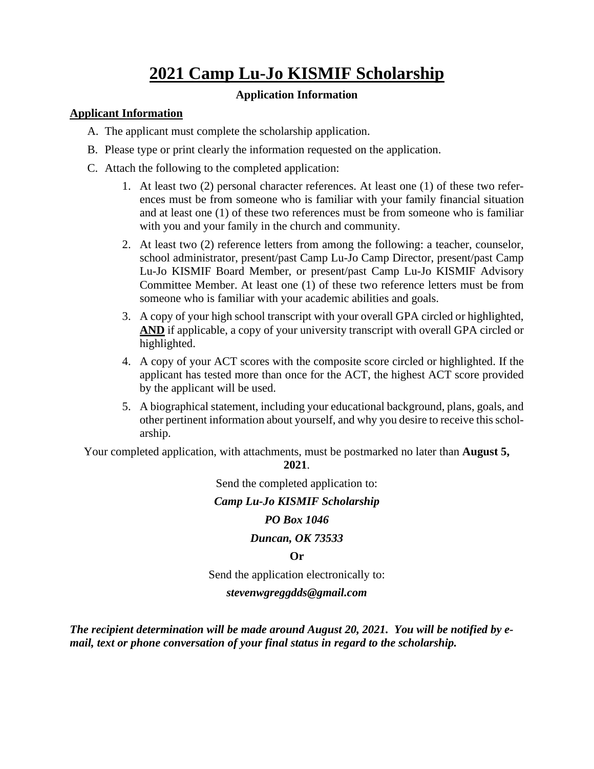# 2021 Camp Lu-Jo KISMIF Scholarship

**Application Information**

**Applicant Information**

A. The applicant must complete the scholarship application.

B. Please type or print clearly the information requested on the application.

C. Attach the following to the completed application:

1. At least two (2) personal character references. At least one (1) of these two references must be from someone who is familiar with your family financial situation and at least one (1) of these two references must be from someone who is familiar with you and your family in the church and community.

2. At least two (2) reference letters from among the following: a teacher, counselor, school administrator, present/past Camp Lu-Jo Camp Director, present/past Camp Lu-Jo KISMIF Board Member, or present/past Camp Lu-Jo KISMIF Advisory Committee Member. At least one (1) of these two reference letters must be from someone who is familiar with your academic abilities and goals.

3. A copy of your high school transcript with your overall GPA circled or highlighted, **AND** if applicable, a copy of your university transcript with overall GPA circled or highlighted.

4. A copy of your ACT scores with the composite score circled or highlighted. If the applicant has tested more than once for the ACT, the highest ACT score provided by the applicant will be used.

5. A biographical statement, including your educational background, plans, goals, and other pertinent information about yourself, and why you desire to receive this scholarship.

Your completed application, with attachments, must be postmarked no later than **August 5, 2021**.

Send the completed application to:

***Camp Lu-Jo KISMIF Scholarship***

***PO Box 1046***

***Duncan, OK 73533***

**Or**

Send the application electronically to:

***stevenwgreggdds@gmail.com***

***The recipient determination will be made around August 20, 2021. You will be notified by e-mail, text or phone conversation of your final status in regard to the scholarship.***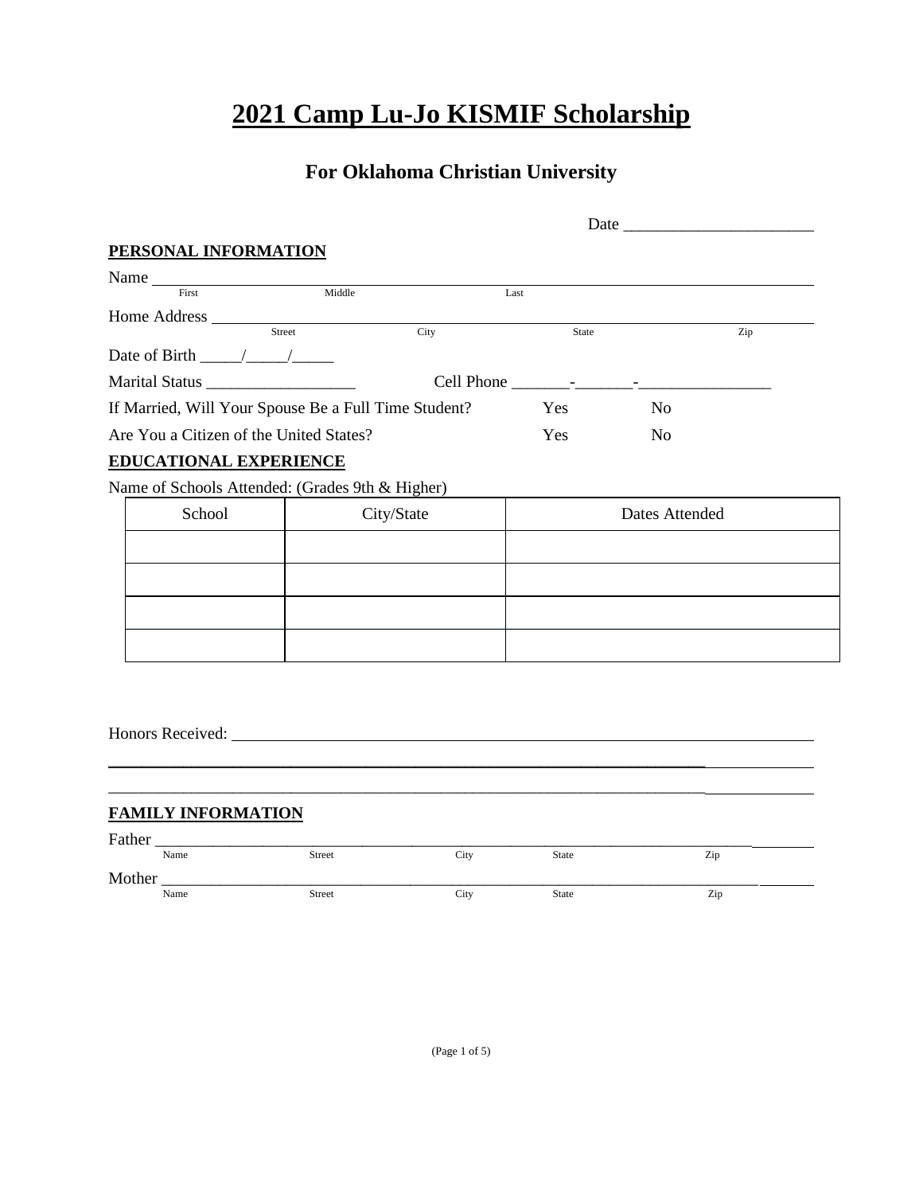# 2021 Camp Lu-Jo KISMIF Scholarship

## For Oklahoma Christian University

Date ______________________

**PERSONAL INFORMATION**

Name ________________________________________________
First Middle Last

Home Address ________________________________________
Street City State Zip

Date of Birth _____/_____/_____

Marital Status __________________ Cell Phone _______-_______-________________

If Married, Will Your Spouse Be a Full Time Student? Yes No

Are You a Citizen of the United States? Yes No

**EDUCATIONAL EXPERIENCE**

Name of Schools Attended: (Grades 9th & Higher)

| School | City/State | Dates Attended |
|---|---|---|
| | | |
| | | |
| | | |
| | | |

Honors Received: ________________________________________________

________________________________________________________________

________________________________________________________________

**FAMILY INFORMATION**

Father ________________________________________________________
Name Street City State Zip

Mother ________________________________________________________
Name Street City State Zip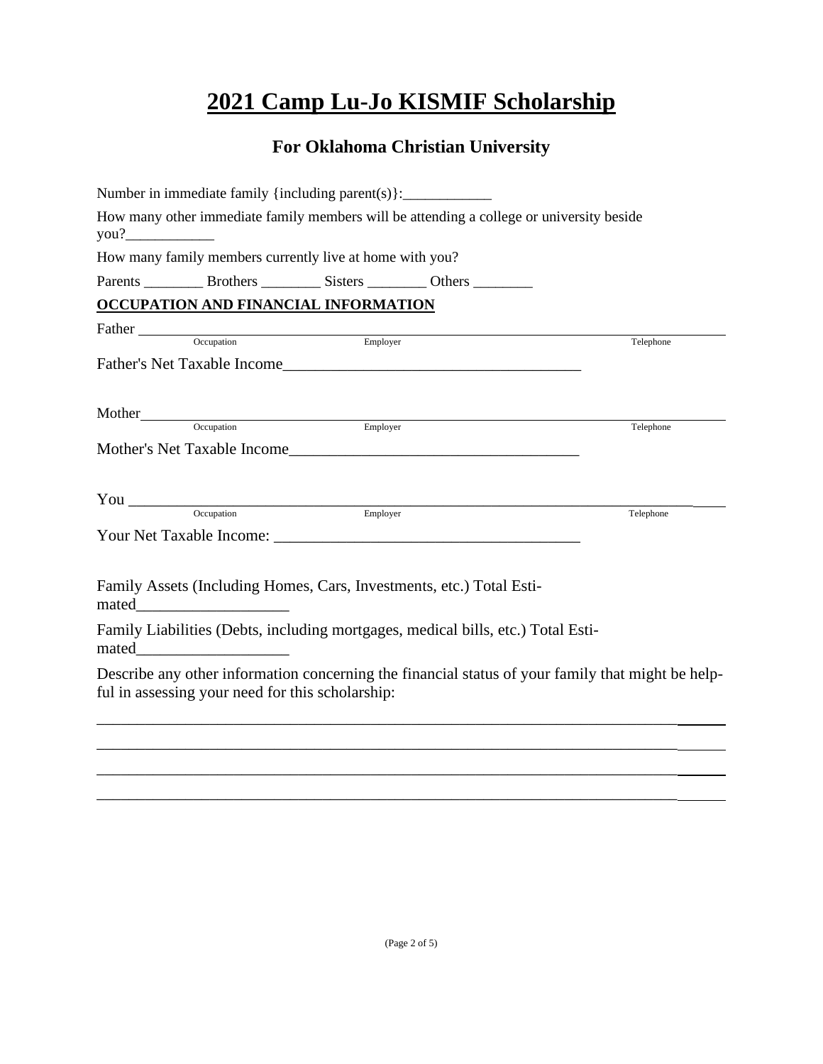# 2021 Camp Lu-Jo KISMIF Scholarship

## For Oklahoma Christian University

Number in immediate family {including parent(s)}:____________

How many other immediate family members will be attending a college or university beside you?____________

How many family members currently live at home with you?

Parents ________ Brothers ________ Sisters ________ Others ________

**OCCUPATION AND FINANCIAL INFORMATION**

Father ______________________________________________________________________

Occupation Employer Telephone

Father's Net Taxable Income______________________________________

Mother______________________________________________________________________

Occupation Employer Telephone

Mother's Net Taxable Income_____________________________________

You ________________________________________________________________________

Occupation Employer Telephone

Your Net Taxable Income: ______________________________________

Family Assets (Including Homes, Cars, Investments, etc.) Total Estimated___________________

Family Liabilities (Debts, including mortgages, medical bills, etc.) Total Estimated___________________

Describe any other information concerning the financial status of your family that might be helpful in assessing your need for this scholarship:

______________________________________________________________________________

______________________________________________________________________________

______________________________________________________________________________

______________________________________________________________________________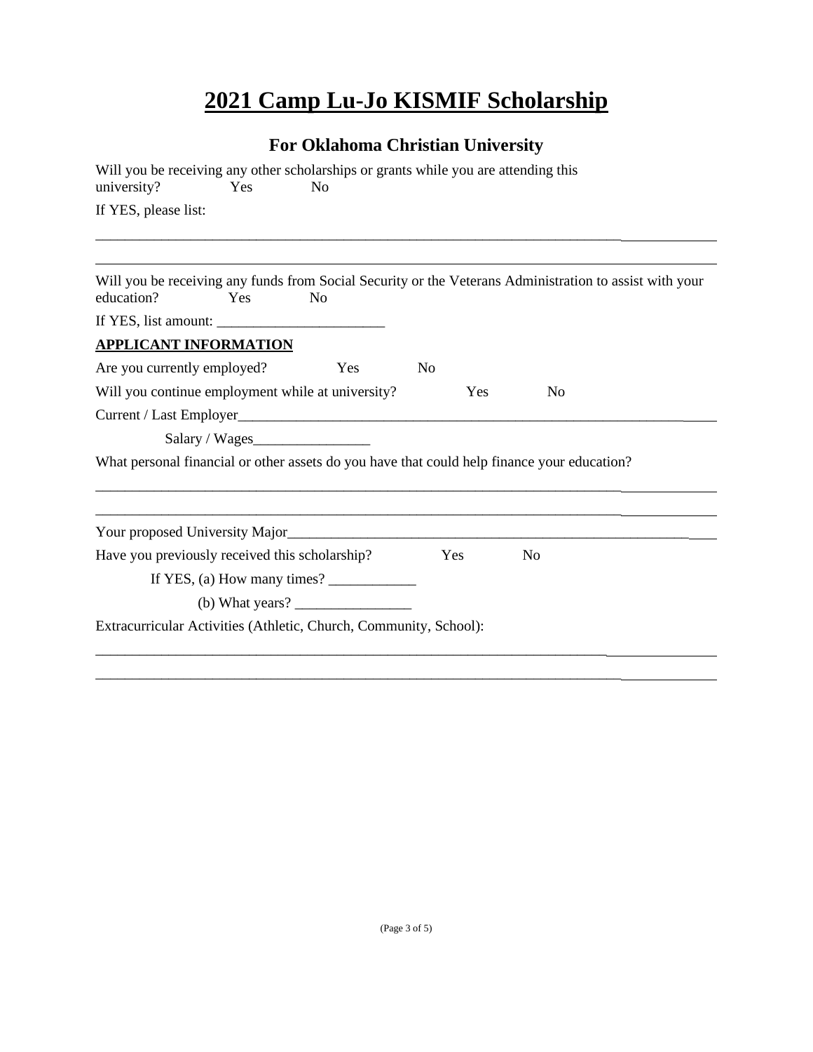# 2021 Camp Lu-Jo KISMIF Scholarship

## For Oklahoma Christian University

Will you be receiving any other scholarships or grants while you are attending this university? Yes No

If YES, please list:

______________________________________________________________________________

______________________________________________________________________________

Will you be receiving any funds from Social Security or the Veterans Administration to assist with your education? Yes No

If YES, list amount: _______________________

**APPLICANT INFORMATION**

Are you currently employed? Yes No

Will you continue employment while at university? Yes No

Current / Last Employer_______________________________________________________________

Salary / Wages________________

What personal financial or other assets do you have that could help finance your education?

______________________________________________________________________________

______________________________________________________________________________

Your proposed University Major__________________________________________________________

Have you previously received this scholarship? Yes No

If YES, (a) How many times? ____________

(b) What years? ________________

Extracurricular Activities (Athletic, Church, Community, School):

______________________________________________________________________________

______________________________________________________________________________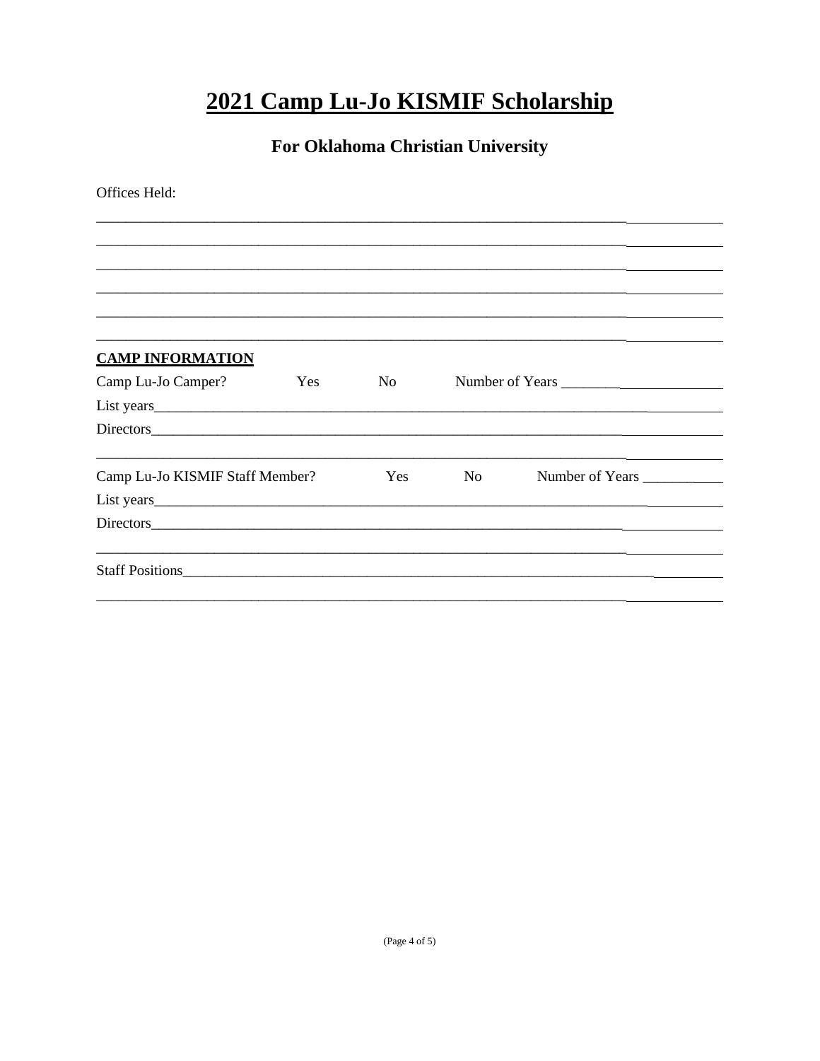# 2021 Camp Lu-Jo KISMIF Scholarship

## For Oklahoma Christian University

Offices Held:

______________________________________________________________________________

______________________________________________________________________________

______________________________________________________________________________

______________________________________________________________________________

______________________________________________________________________________

______________________________________________________________________________

**CAMP INFORMATION**

Camp Lu-Jo Camper? Yes No Number of Years ________________

List years______________________________________________________________________

Directors_______________________________________________________________________

______________________________________________________________________________

Camp Lu-Jo KISMIF Staff Member? Yes No Number of Years ___________

List years______________________________________________________________________

Directors_______________________________________________________________________

______________________________________________________________________________

Staff Positions__________________________________________________________________

______________________________________________________________________________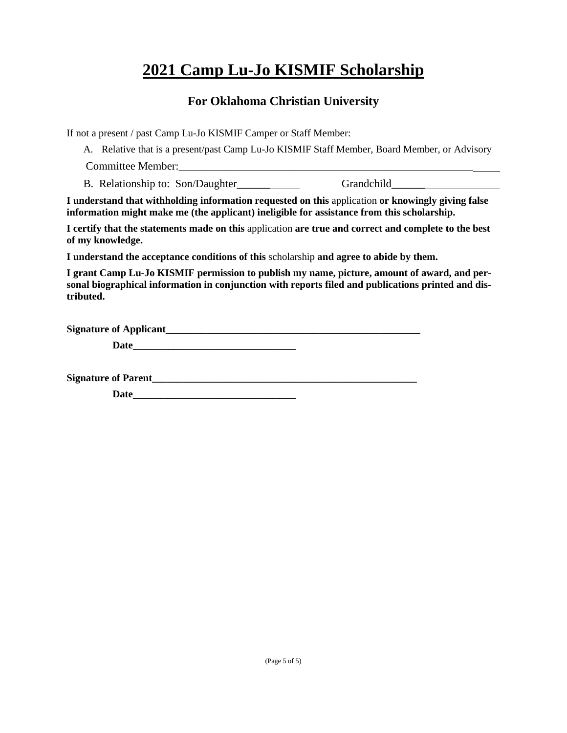# 2021 Camp Lu-Jo KISMIF Scholarship

## For Oklahoma Christian University

If not a present / past Camp Lu-Jo KISMIF Camper or Staff Member:

A. Relative that is a present/past Camp Lu-Jo KISMIF Staff Member, Board Member, or Advisory Committee Member:___________________________________________________________

B. Relationship to: Son/Daughter___________ Grandchild____________________

**I understand that withholding information requested on this** application **or knowingly giving false information might make me (the applicant) ineligible for assistance from this scholarship.**

**I certify that the statements made on this** application **are true and correct and complete to the best of my knowledge.**

**I understand the acceptance conditions of this** scholarship **and agree to abide by them.**

**I grant Camp Lu-Jo KISMIF permission to publish my name, picture, amount of award, and personal biographical information in conjunction with reports filed and publications printed and distributed.**

**Signature of Applicant_____________________________________________________**

**Date_________________________________**

**Signature of Parent_______________________________________________________**

**Date_________________________________**